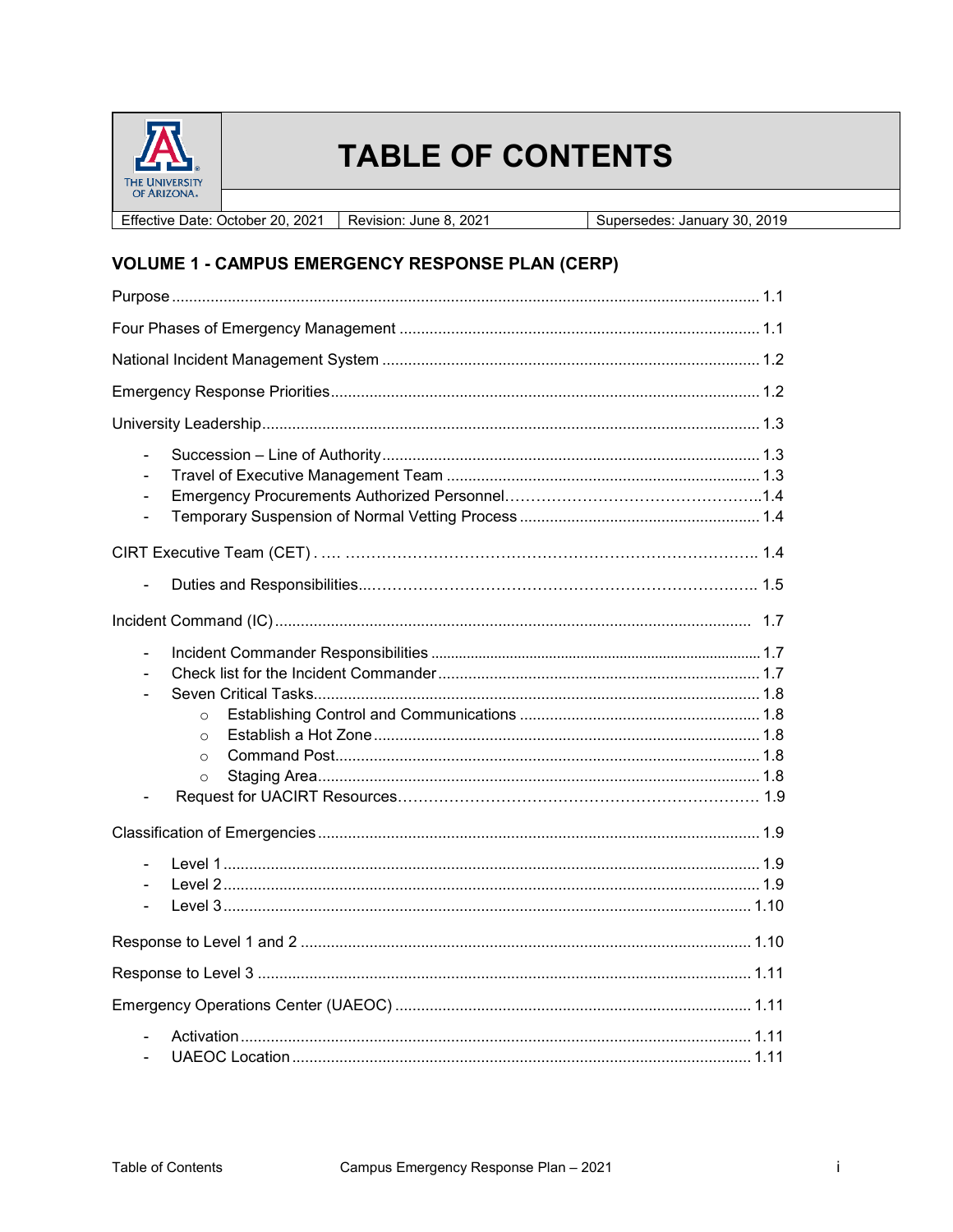# TABLE OF CONTENTS

| Effective Date: October 20, 2021 | Revision: June 8, 2021 | Supersedes: January 30, 2019 |
| --- | --- | --- |

## VOLUME 1 - CAMPUS EMERGENCY RESPONSE PLAN (CERP)

Purpose ........................................................................................................ 1.1

Four Phases of Emergency Management ..................................................... 1.1

National Incident Management System ........................................................ 1.2

Emergency Response Priorities .................................................................... 1.2

University Leadership .................................................................................... 1.3

- Succession – Line of Authority ............................................................... 1.3
- Travel of Executive Management Team .................................................. 1.3
- Emergency Procurements Authorized Personnel.......................................1.4
- Temporary Suspension of Normal Vetting Process .................................. 1.4

CIRT Executive Team (CET) . .... .................................................................. 1.4

- Duties and Responsibilities........................................................................ 1.5

Incident Command (IC) .................................................................................. 1.7

- Incident Commander Responsibilities ...................................................... 1.7
- Check list for the Incident Commander .................................................... 1.7
- Seven Critical Tasks.................................................................................. 1.8
    - Establishing Control and Communications ........................................ 1.8
    - Establish a Hot Zone ........................................................................ 1.8
    - Command Post.................................................................................. 1.8
    - Staging Area...................................................................................... 1.8
- Request for UACIRT Resources............................................................... 1.9

Classification of Emergencies ........................................................................ 1.9

- Level 1 ....................................................................................................... 1.9
- Level 2 ....................................................................................................... 1.9
- Level 3 ....................................................................................................... 1.10

Response to Level 1 and 2 ............................................................................ 1.10

Response to Level 3 ...................................................................................... 1.11

Emergency Operations Center (UAEOC) ....................................................... 1.11

- Activation .................................................................................................. 1.11
- UAEOC Location ...................................................................................... 1.11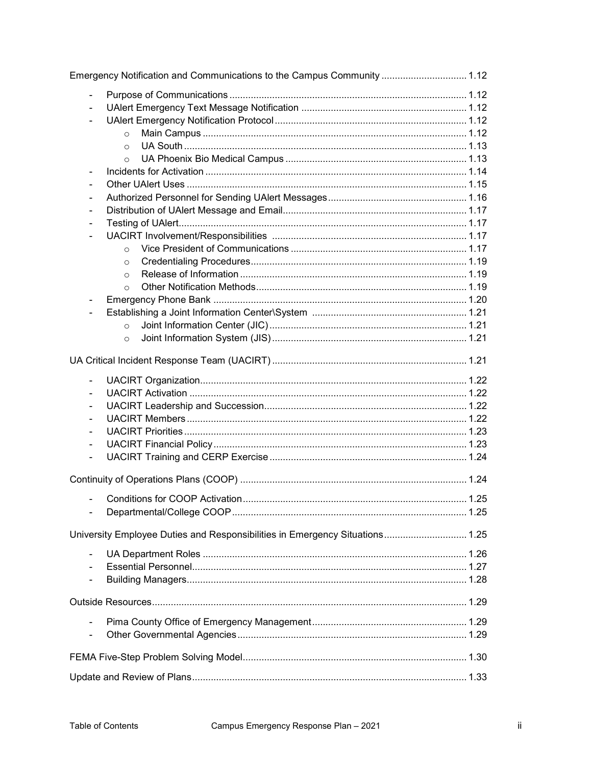Emergency Notification and Communications to the Campus Community ................................ 1.12

- Purpose of Communications ........................................................................................ 1.12
- UAlert Emergency Text Message Notification ............................................................. 1.12
- UAlert Emergency Notification Protocol ....................................................................... 1.12
    - Main Campus .................................................................................................. 1.12
    - UA South ......................................................................................................... 1.13
    - UA Phoenix Bio Medical Campus ................................................................... 1.13
- Incidents for Activation ................................................................................................. 1.14
- Other UAlert Uses ........................................................................................................ 1.15
- Authorized Personnel for Sending UAlert Messages .................................................... 1.16
- Distribution of UAlert Message and Email .................................................................... 1.17
- Testing of UAlert ........................................................................................................... 1.17
- UACIRT Involvement/Responsibilities ......................................................................... 1.17
    - Vice President of Communications ................................................................. 1.17
    - Credentialing Procedures ................................................................................ 1.19
    - Release of Information .................................................................................... 1.19
    - Other Notification Methods .............................................................................. 1.19
- Emergency Phone Bank ............................................................................................... 1.20
- Establishing a Joint Information Center\System .......................................................... 1.21
    - Joint Information Center (JIC) ......................................................................... 1.21
    - Joint Information System (JIS) ........................................................................ 1.21

UA Critical Incident Response Team (UACIRT) ......................................................................... 1.21

- UACIRT Organization ................................................................................................... 1.22
- UACIRT Activation ....................................................................................................... 1.22
- UACIRT Leadership and Succession ........................................................................... 1.22
- UACIRT Members ........................................................................................................ 1.22
- UACIRT Priorities ......................................................................................................... 1.23
- UACIRT Financial Policy .............................................................................................. 1.23
- UACIRT Training and CERP Exercise ......................................................................... 1.24

Continuity of Operations Plans (COOP) .................................................................................... 1.24

- Conditions for COOP Activation ................................................................................... 1.25
- Departmental/College COOP ....................................................................................... 1.25

University Employee Duties and Responsibilities in Emergency Situations ............................... 1.25

- UA Department Roles .................................................................................................. 1.26
- Essential Personnel ...................................................................................................... 1.27
- Building Managers ........................................................................................................ 1.28

Outside Resources ..................................................................................................................... 1.29

- Pima County Office of Emergency Management .......................................................... 1.29
- Other Governmental Agencies ..................................................................................... 1.29

FEMA Five-Step Problem Solving Model ................................................................................... 1.30

Update and Review of Plans ...................................................................................................... 1.33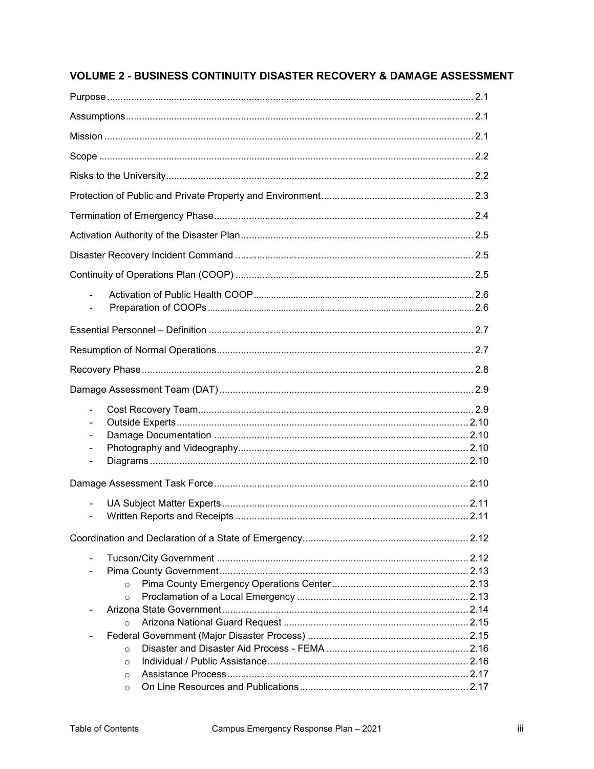## VOLUME 2 - BUSINESS CONTINUITY DISASTER RECOVERY & DAMAGE ASSESSMENT

Purpose ........ 2.1

Assumptions ........ 2.1

Mission ........ 2.1

Scope ........ 2.2

Risks to the University ........ 2.2

Protection of Public and Private Property and Environment ........ 2.3

Termination of Emergency Phase ........ 2.4

Activation Authority of the Disaster Plan ........ 2.5

Disaster Recovery Incident Command ........ 2.5

Continuity of Operations Plan (COOP) ........ 2.5

- Activation of Public Health COOP ........ 2.6
- Preparation of COOPs ........ 2.6

Essential Personnel – Definition ........ 2.7

Resumption of Normal Operations ........ 2.7

Recovery Phase ........ 2.8

Damage Assessment Team (DAT) ........ 2.9

- Cost Recovery Team ........ 2.9
- Outside Experts ........ 2.10
- Damage Documentation ........ 2.10
- Photography and Videography ........ 2.10
- Diagrams ........ 2.10

Damage Assessment Task Force ........ 2.10

- UA Subject Matter Experts ........ 2.11
- Written Reports and Receipts ........ 2.11

Coordination and Declaration of a State of Emergency ........ 2.12

- Tucson/City Government ........ 2.12
- Pima County Government ........ 2.13
  - Pima County Emergency Operations Center ........ 2.13
  - Proclamation of a Local Emergency ........ 2.13
- Arizona State Government ........ 2.14
  - Arizona National Guard Request ........ 2.15
- Federal Government (Major Disaster Process) ........ 2.15
  - Disaster and Disaster Aid Process - FEMA ........ 2.16
  - Individual / Public Assistance ........ 2.16
  - Assistance Process ........ 2.17
  - On Line Resources and Publications ........ 2.17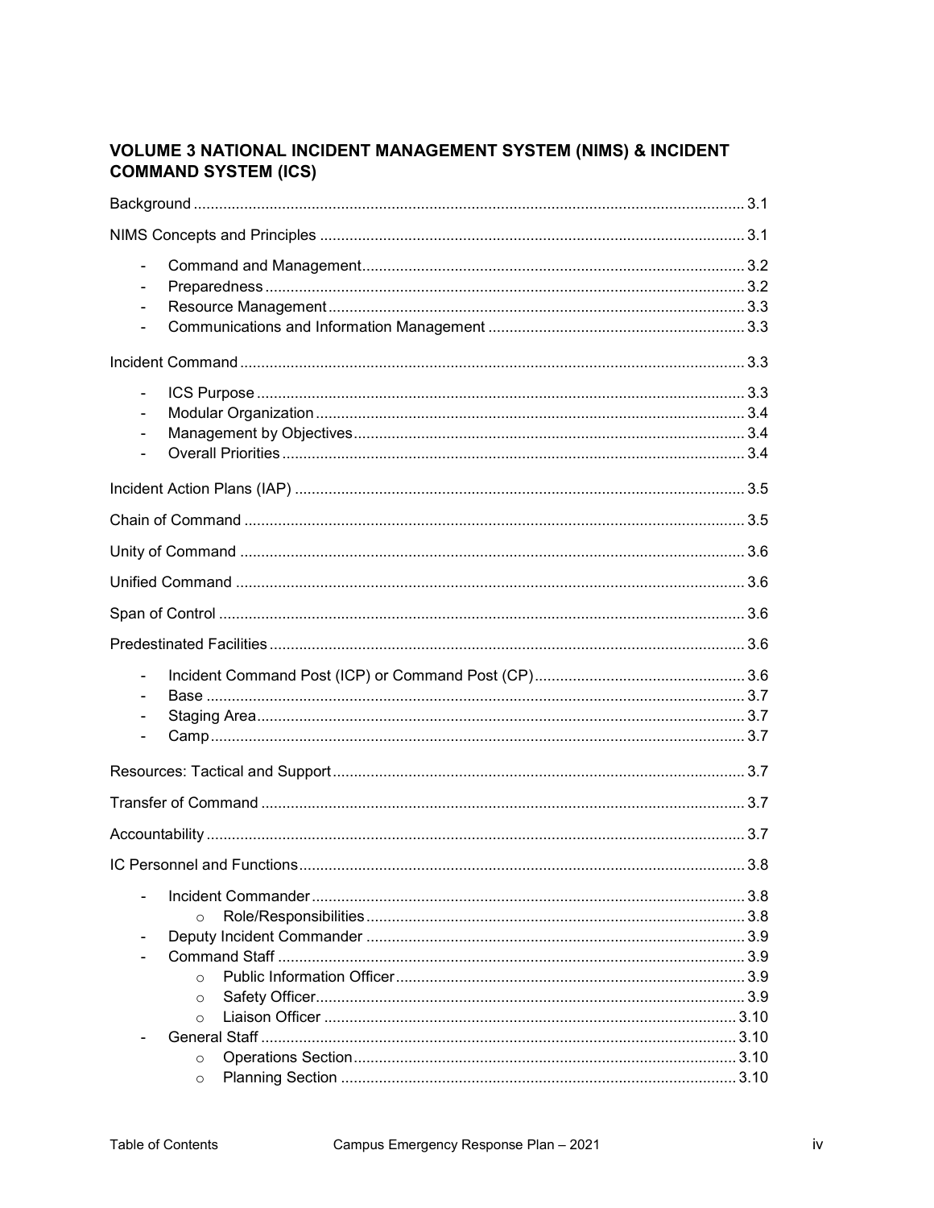## VOLUME 3 NATIONAL INCIDENT MANAGEMENT SYSTEM (NIMS) & INCIDENT COMMAND SYSTEM (ICS)

Background ..... 3.1

NIMS Concepts and Principles ..... 3.1

- Command and Management ..... 3.2
- Preparedness ..... 3.2
- Resource Management ..... 3.3
- Communications and Information Management ..... 3.3

Incident Command ..... 3.3

- ICS Purpose ..... 3.3
- Modular Organization ..... 3.4
- Management by Objectives ..... 3.4
- Overall Priorities ..... 3.4

Incident Action Plans (IAP) ..... 3.5

Chain of Command ..... 3.5

Unity of Command ..... 3.6

Unified Command ..... 3.6

Span of Control ..... 3.6

Predestinated Facilities ..... 3.6

- Incident Command Post (ICP) or Command Post (CP) ..... 3.6
- Base ..... 3.7
- Staging Area ..... 3.7
- Camp ..... 3.7

Resources: Tactical and Support ..... 3.7

Transfer of Command ..... 3.7

Accountability ..... 3.7

IC Personnel and Functions ..... 3.8

- Incident Commander ..... 3.8
  - Role/Responsibilities ..... 3.8
- Deputy Incident Commander ..... 3.9
- Command Staff ..... 3.9
  - Public Information Officer ..... 3.9
  - Safety Officer ..... 3.9
  - Liaison Officer ..... 3.10
- General Staff ..... 3.10
  - Operations Section ..... 3.10
  - Planning Section ..... 3.10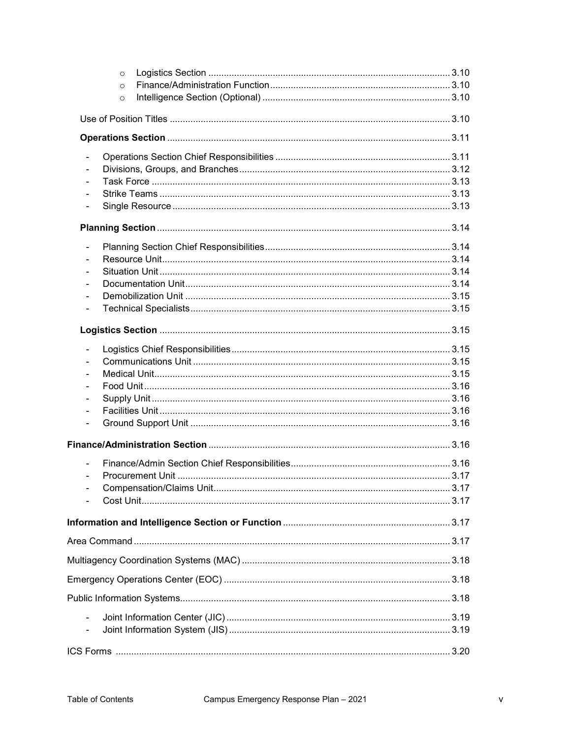- Logistics Section ............................................................................................ 3.10
- Finance/Administration Function ..................................................................... 3.10
- Intelligence Section (Optional) ........................................................................ 3.10

Use of Position Titles ........................................................................................................ 3.10

**Operations Section** ......................................................................................................... 3.11

- Operations Section Chief Responsibilities ................................................................... 3.11
- Divisions, Groups, and Branches ................................................................................. 3.12
- Task Force .................................................................................................................. 3.13
- Strike Teams ................................................................................................................ 3.13
- Single Resource ........................................................................................................... 3.13

**Planning Section** ............................................................................................................. 3.14

- Planning Section Chief Responsibilities ....................................................................... 3.14
- Resource Unit ............................................................................................................... 3.14
- Situation Unit ................................................................................................................ 3.14
- Documentation Unit ...................................................................................................... 3.14
- Demobilization Unit ...................................................................................................... 3.15
- Technical Specialists .................................................................................................... 3.15

**Logistics Section** ............................................................................................................. 3.15

- Logistics Chief Responsibilities .................................................................................... 3.15
- Communications Unit ................................................................................................... 3.15
- Medical Unit .................................................................................................................. 3.15
- Food Unit ...................................................................................................................... 3.16
- Supply Unit ................................................................................................................... 3.16
- Facilities Unit ................................................................................................................ 3.16
- Ground Support Unit .................................................................................................... 3.16

**Finance/Administration Section** ........................................................................................ 3.16

- Finance/Admin Section Chief Responsibilities ............................................................. 3.16
- Procurement Unit .......................................................................................................... 3.17
- Compensation/Claims Unit ........................................................................................... 3.17
- Cost Unit ....................................................................................................................... 3.17

**Information and Intelligence Section or Function** ............................................................ 3.17

Area Command .................................................................................................................. 3.17

Multiagency Coordination Systems (MAC) ........................................................................ 3.18

Emergency Operations Center (EOC) ............................................................................... 3.18

Public Information Systems ................................................................................................ 3.18

- Joint Information Center (JIC) ...................................................................................... 3.19
- Joint Information System (JIS) ..................................................................................... 3.19

ICS Forms ......................................................................................................................... 3.20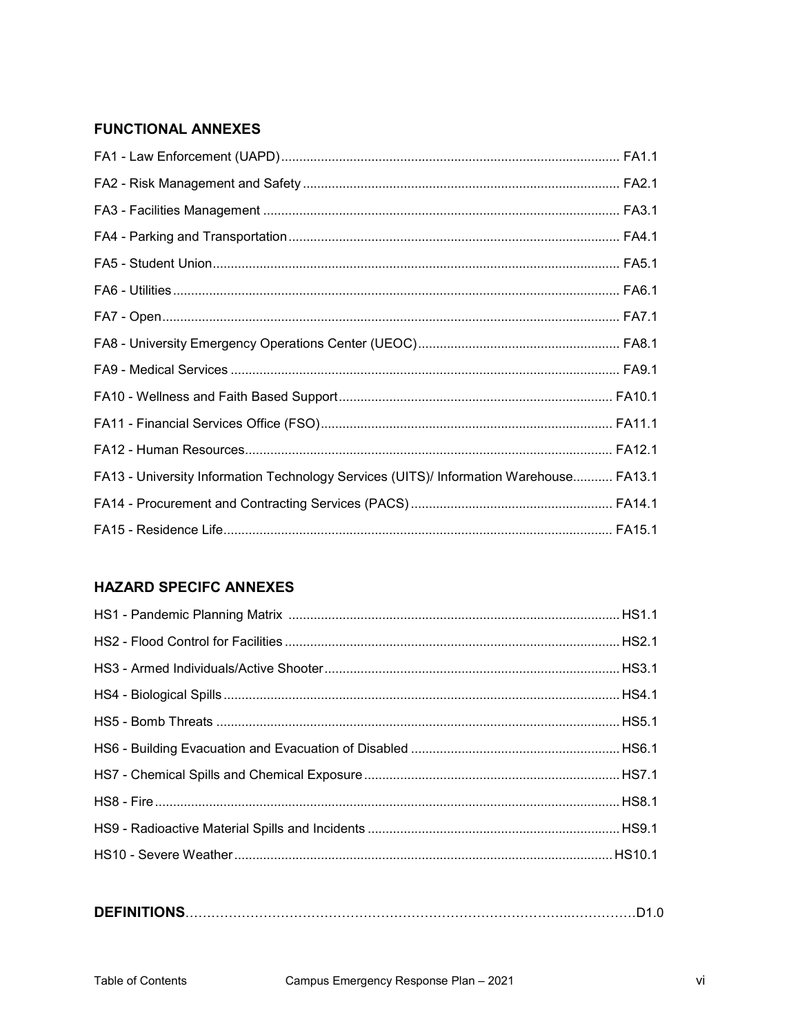## FUNCTIONAL ANNEXES

FA1 - Law Enforcement (UAPD) ............................................................................................ FA1.1

FA2 - Risk Management and Safety ...................................................................................... FA2.1

FA3 - Facilities Management ................................................................................................. FA3.1

FA4 - Parking and Transportation .......................................................................................... FA4.1

FA5 - Student Union ............................................................................................................... FA5.1

FA6 - Utilities .......................................................................................................................... FA6.1

FA7 - Open ............................................................................................................................. FA7.1

FA8 - University Emergency Operations Center (UEOC) ....................................................... FA8.1

FA9 - Medical Services .......................................................................................................... FA9.1

FA10 - Wellness and Faith Based Support ........................................................................... FA10.1

FA11 - Financial Services Office (FSO) ................................................................................ FA11.1

FA12 - Human Resources ..................................................................................................... FA12.1

FA13 - University Information Technology Services (UITS)/ Information Warehouse........... FA13.1

FA14 - Procurement and Contracting Services (PACS) ........................................................ FA14.1

FA15 - Residence Life .......................................................................................................... FA15.1

## HAZARD SPECIFC ANNEXES

HS1 - Pandemic Planning Matrix ........................................................................................... HS1.1

HS2 - Flood Control for Facilities ........................................................................................... HS2.1

HS3 - Armed Individuals/Active Shooter ................................................................................ HS3.1

HS4 - Biological Spills ............................................................................................................ HS4.1

HS5 - Bomb Threats .............................................................................................................. HS5.1

HS6 - Building Evacuation and Evacuation of Disabled ......................................................... HS6.1

HS7 - Chemical Spills and Chemical Exposure ..................................................................... HS7.1

HS8 - Fire ............................................................................................................................... HS8.1

HS9 - Radioactive Material Spills and Incidents ..................................................................... HS9.1

HS10 - Severe Weather ........................................................................................................ HS10.1

**DEFINITIONS**………………………………………………………………………………..……………D1.0